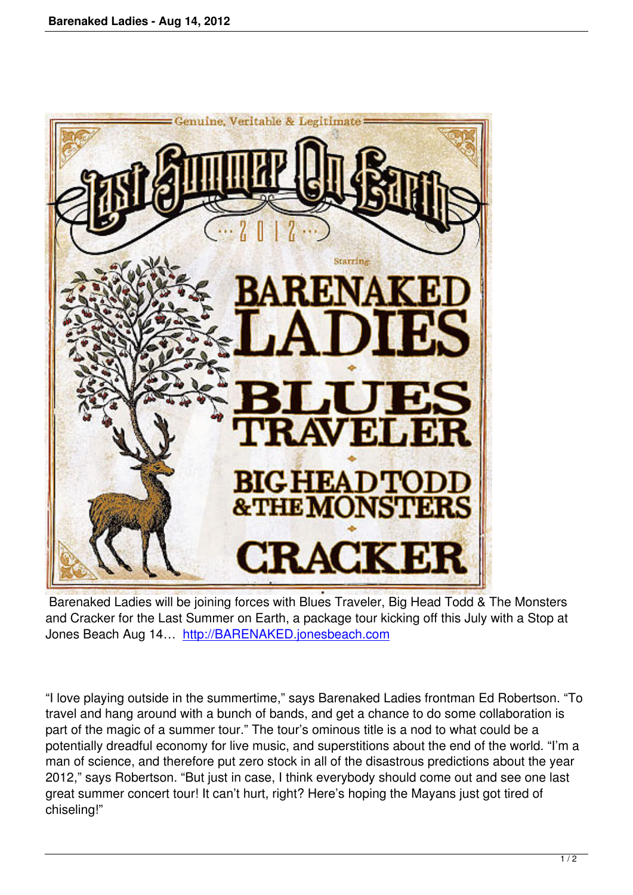Barenaked Ladies will be joining forces with Blues Traveler, Big Head Todd & The Monsters and Cracker for the Last Summer on Earth, a package tour kicking off this July with a Stop at Jones Beach Aug 14… [http://BARENAKED.jonesbeach.com](http://BARENAKED.jonesbeach.com)

"I love playing outside in the summertime," says Barenaked Ladies frontman Ed Robertson. "To travel and hang around with a bunch of bands, and get a chance to do some collaboration is part of the magic of a summer tour." The tour's ominous title is a nod to what could be a potentially dreadful economy for live music, and superstitions about the end of the world. "I'm a man of science, and therefore put zero stock in all of the disastrous predictions about the year 2012," says Robertson. "But just in case, I think everybody should come out and see one last great summer concert tour! It can't hurt, right? Here's hoping the Mayans just got tired of chiseling!"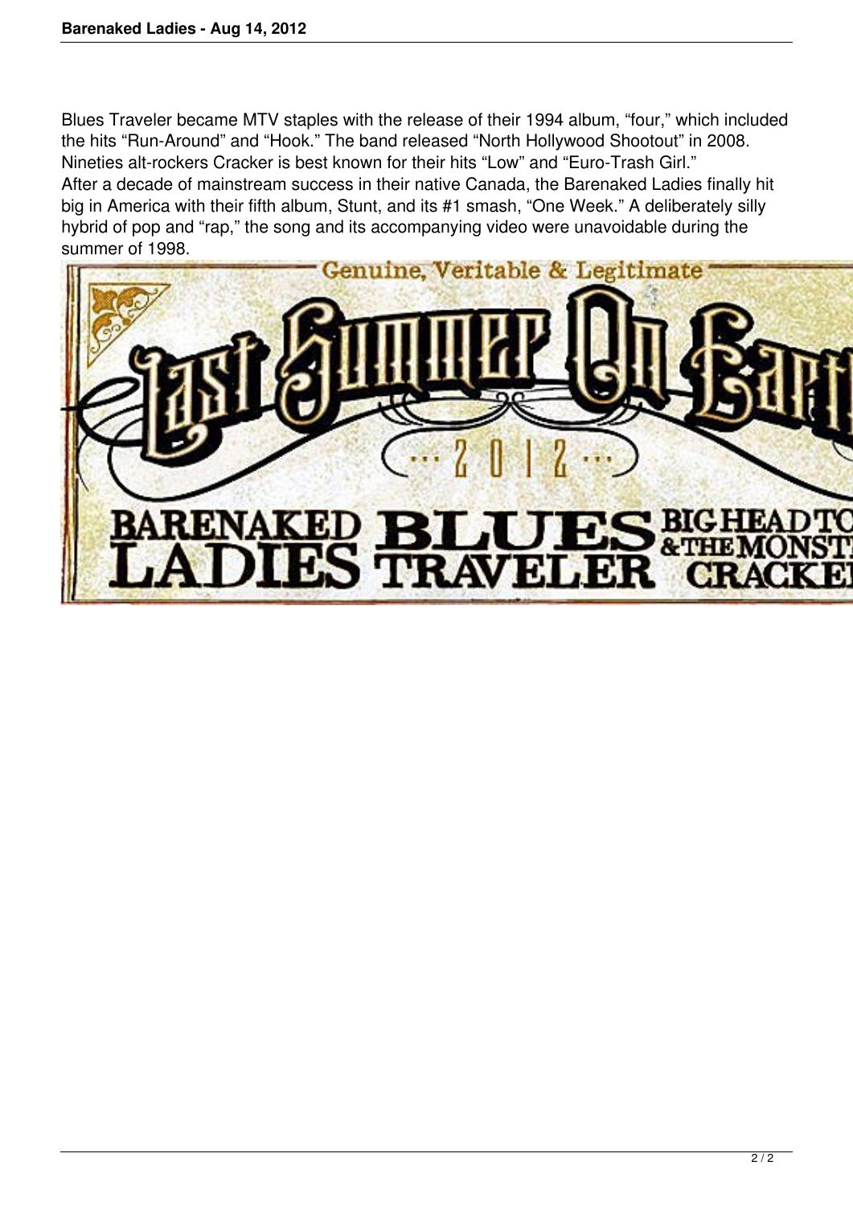Blues Traveler became MTV staples with the release of their 1994 album, “four,” which included the hits “Run-Around” and “Hook.” The band released “North Hollywood Shootout” in 2008.
Nineties alt-rockers Cracker is best known for their hits “Low” and “Euro-Trash Girl.”
After a decade of mainstream success in their native Canada, the Barenaked Ladies finally hit big in America with their fifth album, Stunt, and its #1 smash, “One Week.” A deliberately silly hybrid of pop and “rap,” the song and its accompanying video were unavoidable during the summer of 1998.

Genuine, Veritable & Legitimate

Last Summer On Eart

... 2012 ...

BARENAKED LADIES BLUES TRAVELER BIG HEAD TO & THE MONST CRACKE